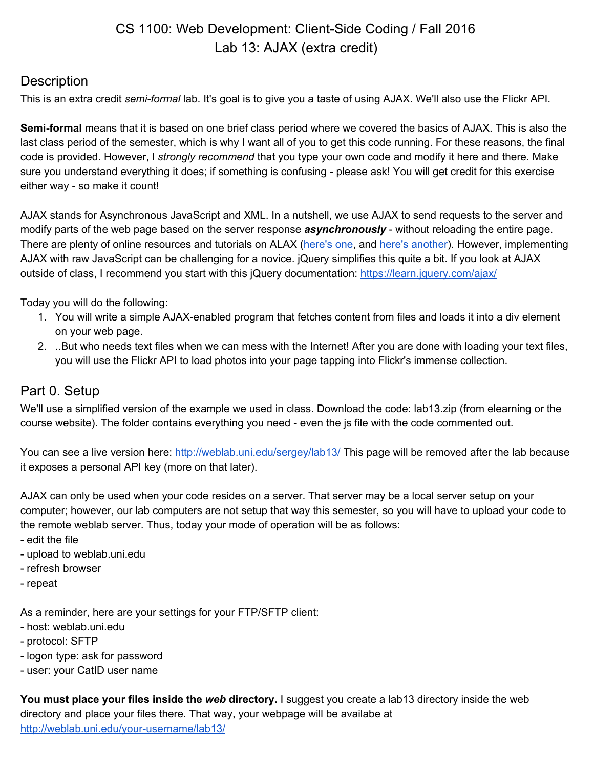# CS 1100: Web Development: Client-Side Coding / Fall 2016
# Lab 13: AJAX (extra credit)

## Description

This is an extra credit *semi-formal* lab. It's goal is to give you a taste of using AJAX. We'll also use the Flickr API.

**Semi-formal** means that it is based on one brief class period where we covered the basics of AJAX. This is also the last class period of the semester, which is why I want all of you to get this code running. For these reasons, the final code is provided. However, I *strongly recommend* that you type your own code and modify it here and there. Make sure you understand everything it does; if something is confusing - please ask! You will get credit for this exercise either way - so make it count!

AJAX stands for Asynchronous JavaScript and XML. In a nutshell, we use AJAX to send requests to the server and modify parts of the web page based on the server response ***asynchronously*** - without reloading the entire page. There are plenty of online resources and tutorials on ALAX (here's one, and here's another). However, implementing AJAX with raw JavaScript can be challenging for a novice. jQuery simplifies this quite a bit. If you look at AJAX outside of class, I recommend you start with this jQuery documentation: https://learn.jquery.com/ajax/

Today you will do the following:

1. You will write a simple AJAX-enabled program that fetches content from files and loads it into a div element on your web page.
2. ..But who needs text files when we can mess with the Internet! After you are done with loading your text files, you will use the Flickr API to load photos into your page tapping into Flickr's immense collection.

## Part 0. Setup

We'll use a simplified version of the example we used in class. Download the code: lab13.zip (from elearning or the course website). The folder contains everything you need - even the js file with the code commented out.

You can see a live version here: http://weblab.uni.edu/sergey/lab13/ This page will be removed after the lab because it exposes a personal API key (more on that later).

AJAX can only be used when your code resides on a server. That server may be a local server setup on your computer; however, our lab computers are not setup that way this semester, so you will have to upload your code to the remote weblab server. Thus, today your mode of operation will be as follows:

- edit the file
- upload to weblab.uni.edu
- refresh browser
- repeat

As a reminder, here are your settings for your FTP/SFTP client:

- host: weblab.uni.edu
- protocol: SFTP
- logon type: ask for password
- user: your CatID user name

**You must place your files inside the *web* directory.** I suggest you create a lab13 directory inside the web directory and place your files there. That way, your webpage will be availabe at http://weblab.uni.edu/your-username/lab13/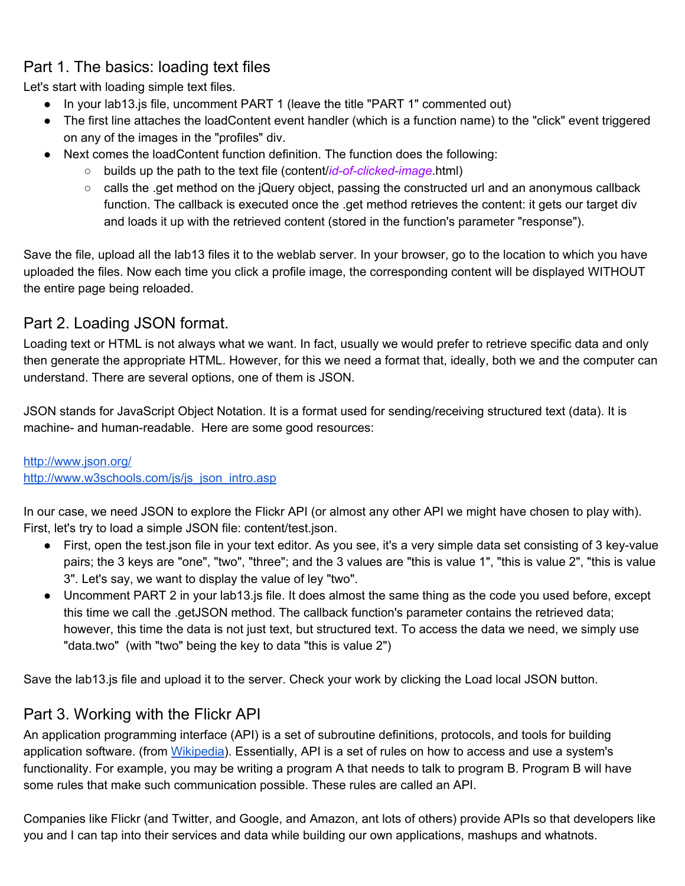## Part 1. The basics: loading text files

Let's start with loading simple text files.

- In your lab13.js file, uncomment PART 1 (leave the title "PART 1" commented out)
- The first line attaches the loadContent event handler (which is a function name) to the "click" event triggered on any of the images in the "profiles" div.
- Next comes the loadContent function definition. The function does the following:
  - builds up the path to the text file (content/*id-of-clicked-image*.html)
  - calls the .get method on the jQuery object, passing the constructed url and an anonymous callback function. The callback is executed once the .get method retrieves the content: it gets our target div and loads it up with the retrieved content (stored in the function's parameter "response").

Save the file, upload all the lab13 files it to the weblab server. In your browser, go to the location to which you have uploaded the files. Now each time you click a profile image, the corresponding content will be displayed WITHOUT the entire page being reloaded.

## Part 2. Loading JSON format.

Loading text or HTML is not always what we want. In fact, usually we would prefer to retrieve specific data and only then generate the appropriate HTML. However, for this we need a format that, ideally, both we and the computer can understand. There are several options, one of them is JSON.

JSON stands for JavaScript Object Notation. It is a format used for sending/receiving structured text (data). It is machine- and human-readable. Here are some good resources:

[http://www.json.org/](http://www.json.org/)
[http://www.w3schools.com/js/js_json_intro.asp](http://www.w3schools.com/js/js_json_intro.asp)

In our case, we need JSON to explore the Flickr API (or almost any other API we might have chosen to play with). First, let's try to load a simple JSON file: content/test.json.

- First, open the test.json file in your text editor. As you see, it's a very simple data set consisting of 3 key-value pairs; the 3 keys are "one", "two", "three"; and the 3 values are "this is value 1", "this is value 2", "this is value 3". Let's say, we want to display the value of ley "two".
- Uncomment PART 2 in your lab13.js file. It does almost the same thing as the code you used before, except this time we call the .getJSON method. The callback function's parameter contains the retrieved data; however, this time the data is not just text, but structured text. To access the data we need, we simply use "data.two" (with "two" being the key to data "this is value 2")

Save the lab13.js file and upload it to the server. Check your work by clicking the Load local JSON button.

## Part 3. Working with the Flickr API

An application programming interface (API) is a set of subroutine definitions, protocols, and tools for building application software. (from [Wikipedia](https://en.wikipedia.org/wiki/Application_programming_interface)). Essentially, API is a set of rules on how to access and use a system's functionality. For example, you may be writing a program A that needs to talk to program B. Program B will have some rules that make such communication possible. These rules are called an API.

Companies like Flickr (and Twitter, and Google, and Amazon, ant lots of others) provide APIs so that developers like you and I can tap into their services and data while building our own applications, mashups and whatnots.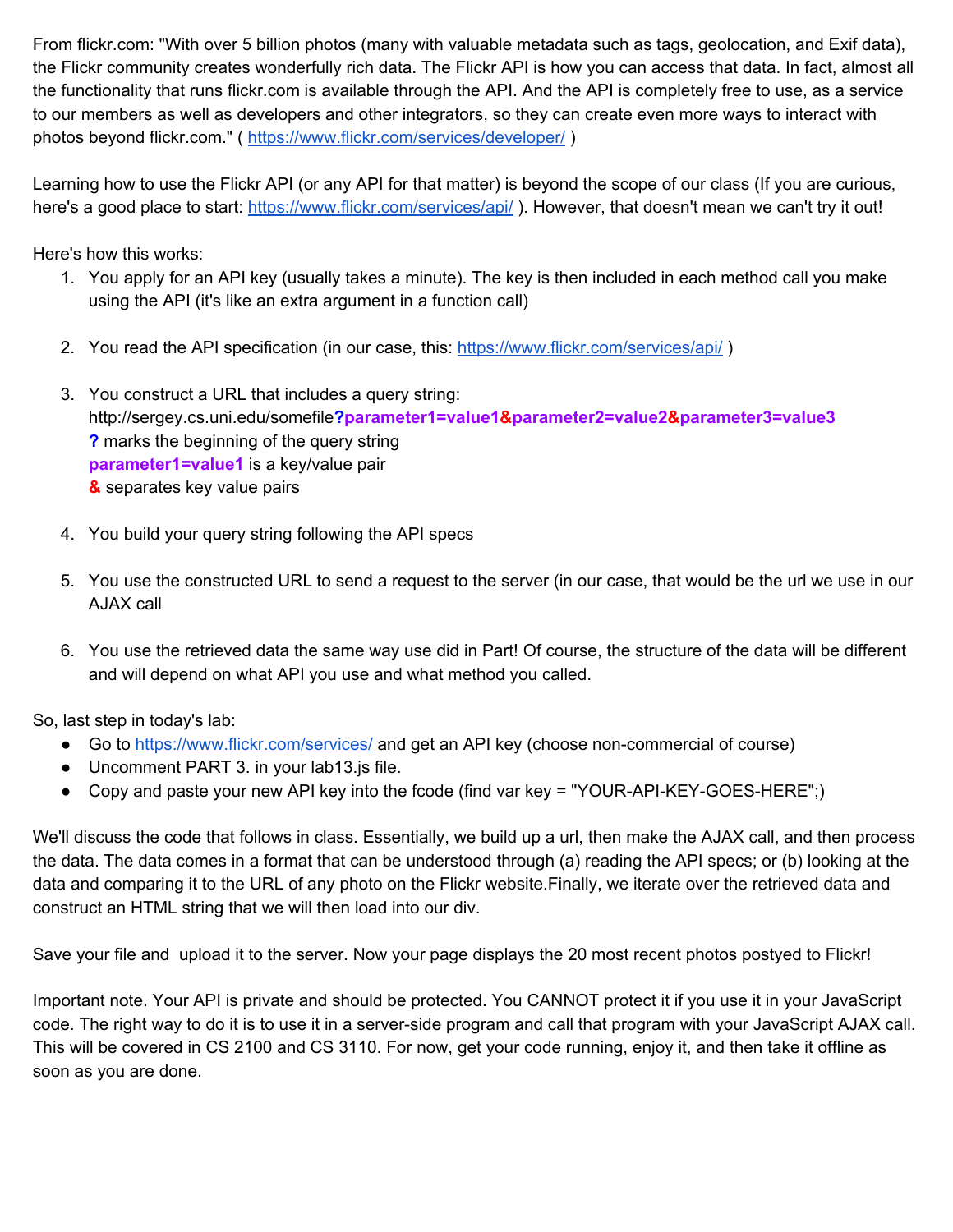From flickr.com: "With over 5 billion photos (many with valuable metadata such as tags, geolocation, and Exif data), the Flickr community creates wonderfully rich data. The Flickr API is how you can access that data. In fact, almost all the functionality that runs flickr.com is available through the API. And the API is completely free to use, as a service to our members as well as developers and other integrators, so they can create even more ways to interact with photos beyond flickr.com." ( https://www.flickr.com/services/developer/ )

Learning how to use the Flickr API (or any API for that matter) is beyond the scope of our class (If you are curious, here's a good place to start: https://www.flickr.com/services/api/ ). However, that doesn't mean we can't try it out!

Here's how this works:

1. You apply for an API key (usually takes a minute). The key is then included in each method call you make using the API (it's like an extra argument in a function call)

2. You read the API specification (in our case, this: https://www.flickr.com/services/api/ )

3. You construct a URL that includes a query string:
   http://sergey.cs.uni.edu/somefile**?parameter1=value1&parameter2=value2&parameter3=value3**
   **?** marks the beginning of the query string
   **parameter1=value1** is a key/value pair
   **&** separates key value pairs

4. You build your query string following the API specs

5. You use the constructed URL to send a request to the server (in our case, that would be the url we use in our AJAX call

6. You use the retrieved data the same way use did in Part! Of course, the structure of the data will be different and will depend on what API you use and what method you called.

So, last step in today's lab:

- Go to https://www.flickr.com/services/ and get an API key (choose non-commercial of course)
- Uncomment PART 3. in your lab13.js file.
- Copy and paste your new API key into the fcode (find var key = "YOUR-API-KEY-GOES-HERE";)

We'll discuss the code that follows in class. Essentially, we build up a url, then make the AJAX call, and then process the data. The data comes in a format that can be understood through (a) reading the API specs; or (b) looking at the data and comparing it to the URL of any photo on the Flickr website.Finally, we iterate over the retrieved data and construct an HTML string that we will then load into our div.

Save your file and upload it to the server. Now your page displays the 20 most recent photos postyed to Flickr!

Important note. Your API is private and should be protected. You CANNOT protect it if you use it in your JavaScript code. The right way to do it is to use it in a server-side program and call that program with your JavaScript AJAX call. This will be covered in CS 2100 and CS 3110. For now, get your code running, enjoy it, and then take it offline as soon as you are done.